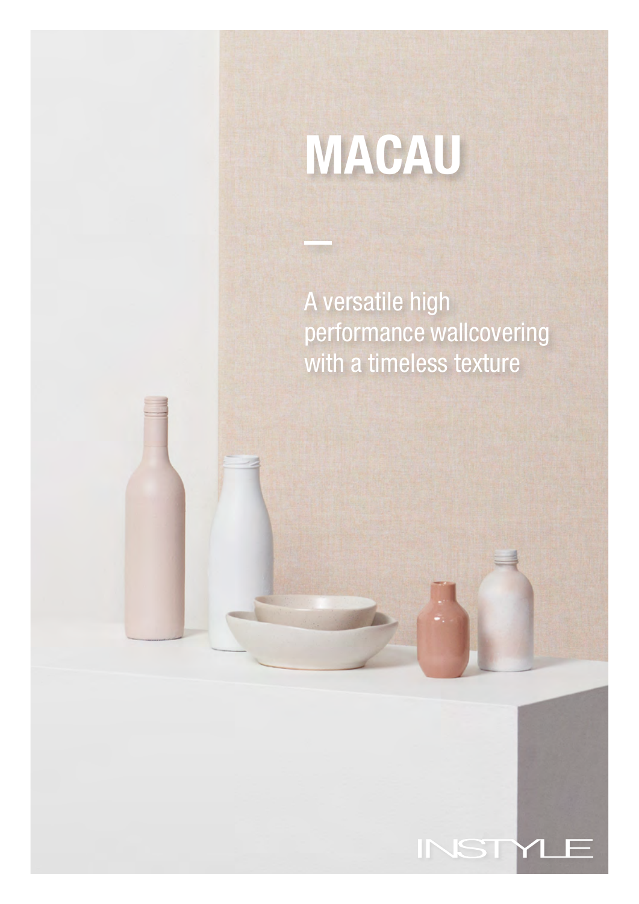# MACAU

—

A versatile high performance wallcovering with a timeless texture

INSTYLE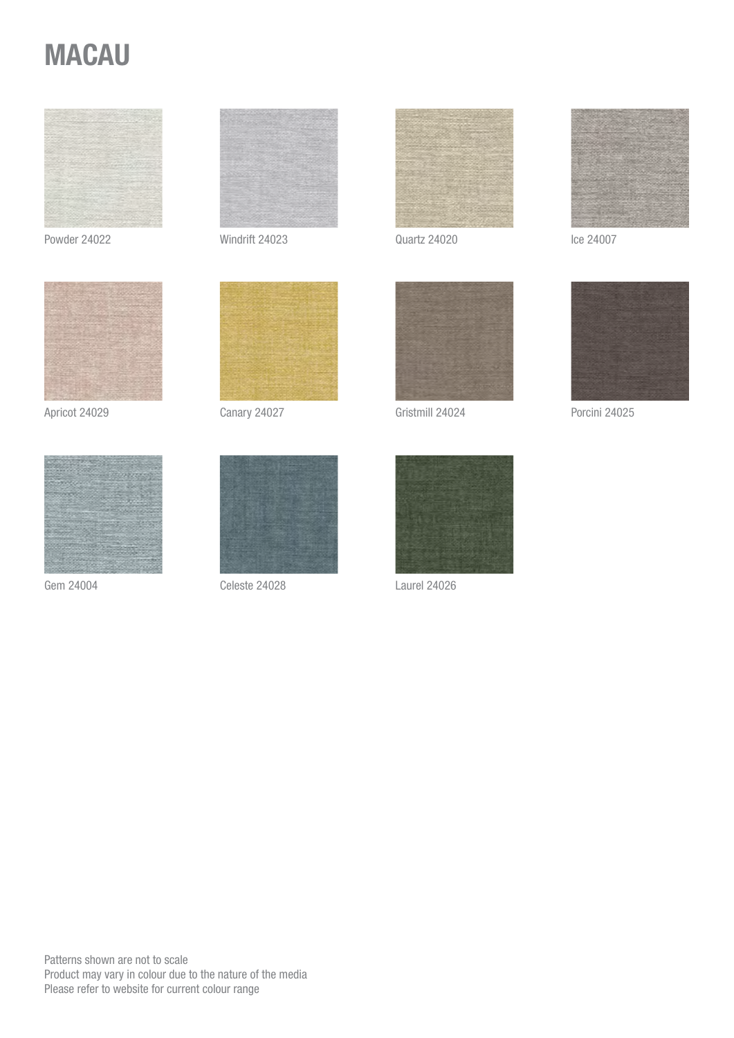# MACAU

Powder 24022

Windrift 24023

Quartz 24020

Ice 24007

Apricot 24029

Canary 24027

Gristmill 24024

Porcini 24025

Gem 24004

Celeste 24028

Laurel 24026

Patterns shown are not to scale
Product may vary in colour due to the nature of the media
Please refer to website for current colour range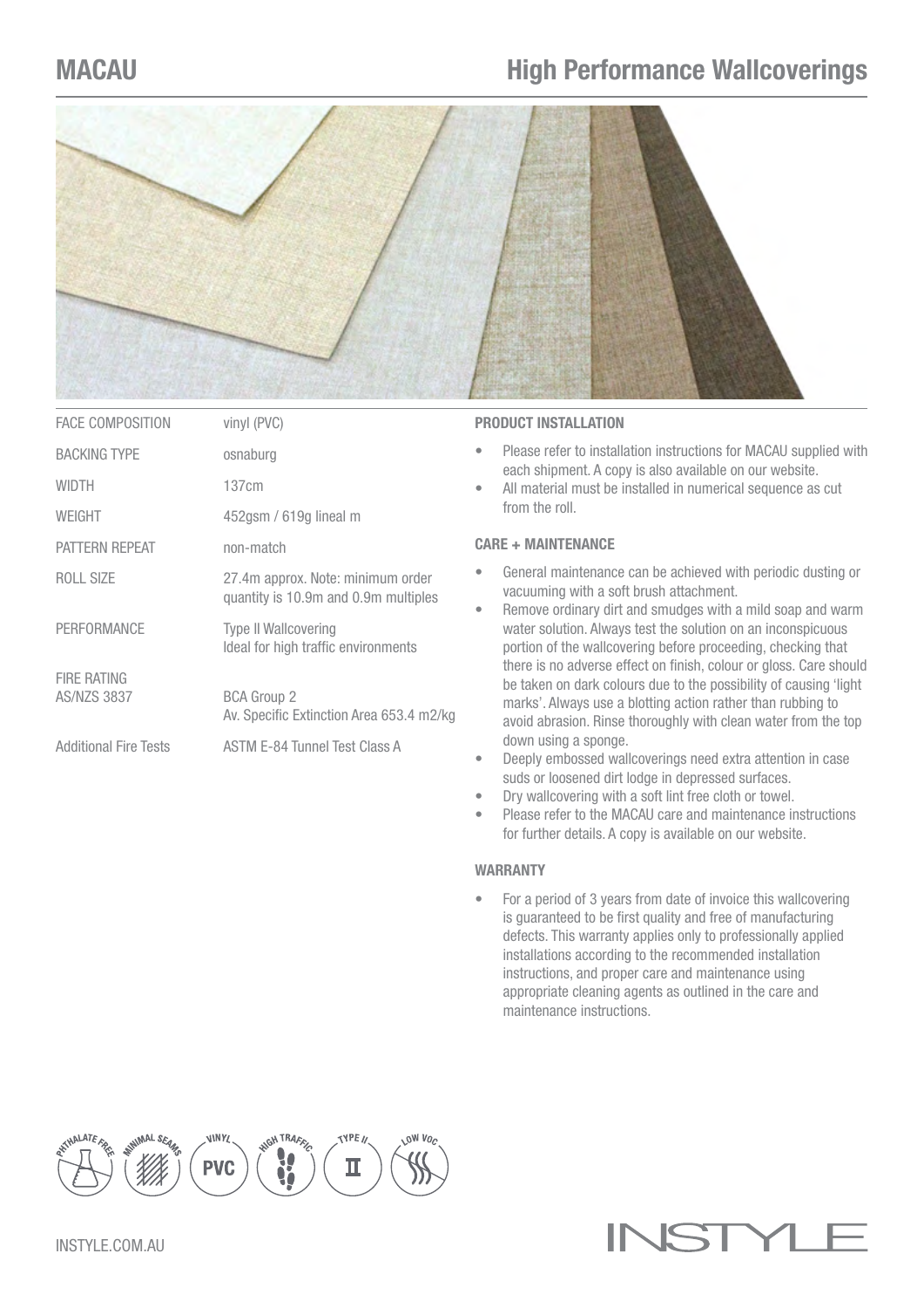# MACAU

## High Performance Wallcoverings

| | |
|---|---|
| FACE COMPOSITION | vinyl (PVC) |
| BACKING TYPE | osnaburg |
| WIDTH | 137cm |
| WEIGHT | 452gsm / 619g lineal m |
| PATTERN REPEAT | non-match |
| ROLL SIZE | 27.4m approx. Note: minimum order quantity is 10.9m and 0.9m multiples |
| PERFORMANCE | Type II Wallcovering<br>Ideal for high traffic environments |
| FIRE RATING<br>AS/NZS 3837 | BCA Group 2<br>Av. Specific Extinction Area 653.4 m2/kg |
| Additional Fire Tests | ASTM E-84 Tunnel Test Class A |

### PRODUCT INSTALLATION

- Please refer to installation instructions for MACAU supplied with each shipment. A copy is also available on our website.
- All material must be installed in numerical sequence as cut from the roll.

### CARE + MAINTENANCE

- General maintenance can be achieved with periodic dusting or vacuuming with a soft brush attachment.
- Remove ordinary dirt and smudges with a mild soap and warm water solution. Always test the solution on an inconspicuous portion of the wallcovering before proceeding, checking that there is no adverse effect on finish, colour or gloss. Care should be taken on dark colours due to the possibility of causing 'light marks'. Always use a blotting action rather than rubbing to avoid abrasion. Rinse thoroughly with clean water from the top down using a sponge.
- Deeply embossed wallcoverings need extra attention in case suds or loosened dirt lodge in depressed surfaces.
- Dry wallcovering with a soft lint free cloth or towel.
- Please refer to the MACAU care and maintenance instructions for further details. A copy is available on our website.

### WARRANTY

- For a period of 3 years from date of invoice this wallcovering is guaranteed to be first quality and free of manufacturing defects. This warranty applies only to professionally applied installations according to the recommended installation instructions, and proper care and maintenance using appropriate cleaning agents as outlined in the care and maintenance instructions.

PHTHALATE FREE · MINIMAL SEAMS · VINYL PVC · HIGH TRAFFIC · TYPE II · LOW VOC

INSTYLE.COM.AU

INSTYLE